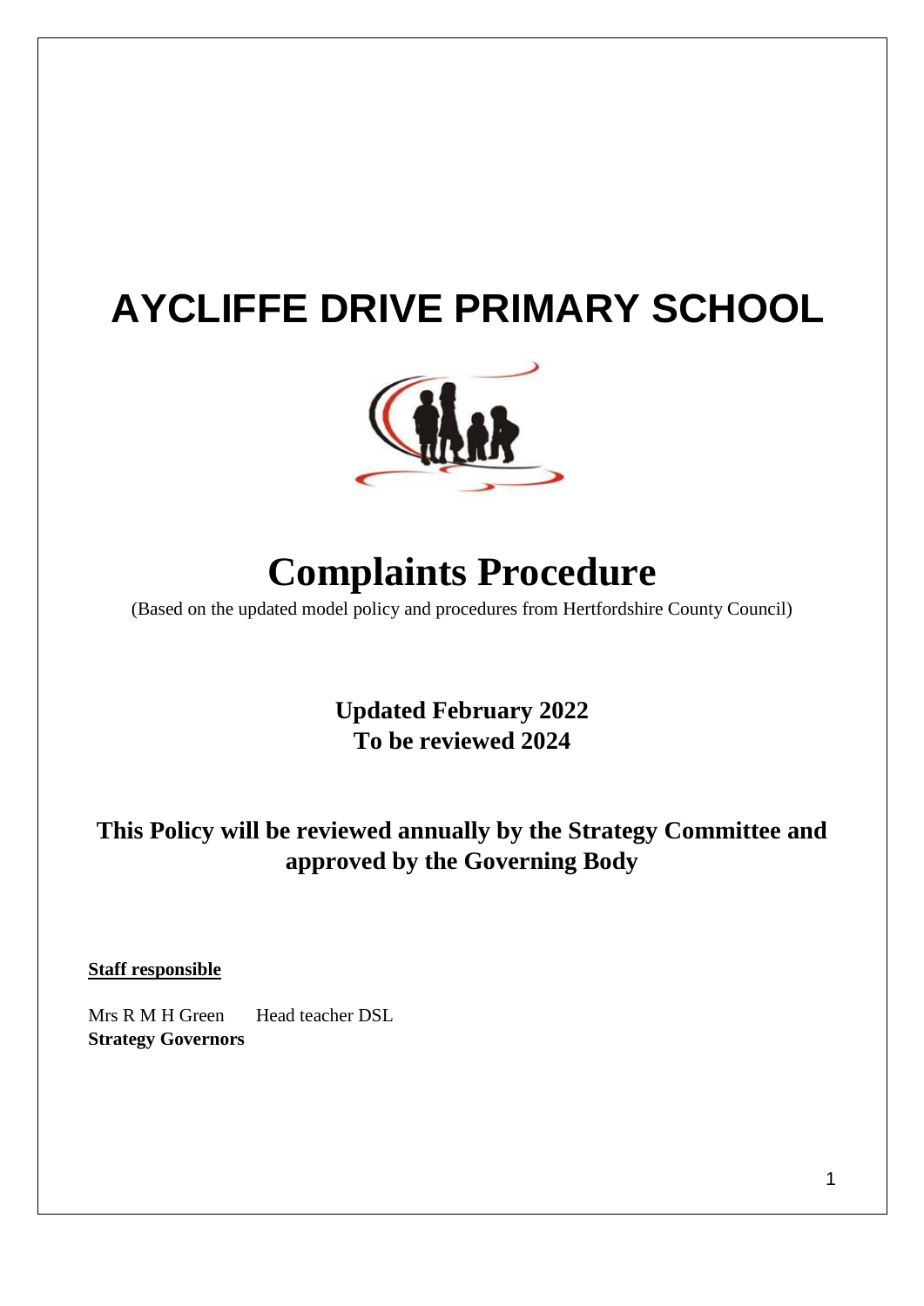# AYCLIFFE DRIVE PRIMARY SCHOOL

# Complaints Procedure

(Based on the updated model policy and procedures from Hertfordshire County Council)

**Updated February 2022**
**To be reviewed 2024**

**This Policy will be reviewed annually by the Strategy Committee and approved by the Governing Body**

**Staff responsible**

Mrs R M H Green Head teacher DSL
**Strategy Governors**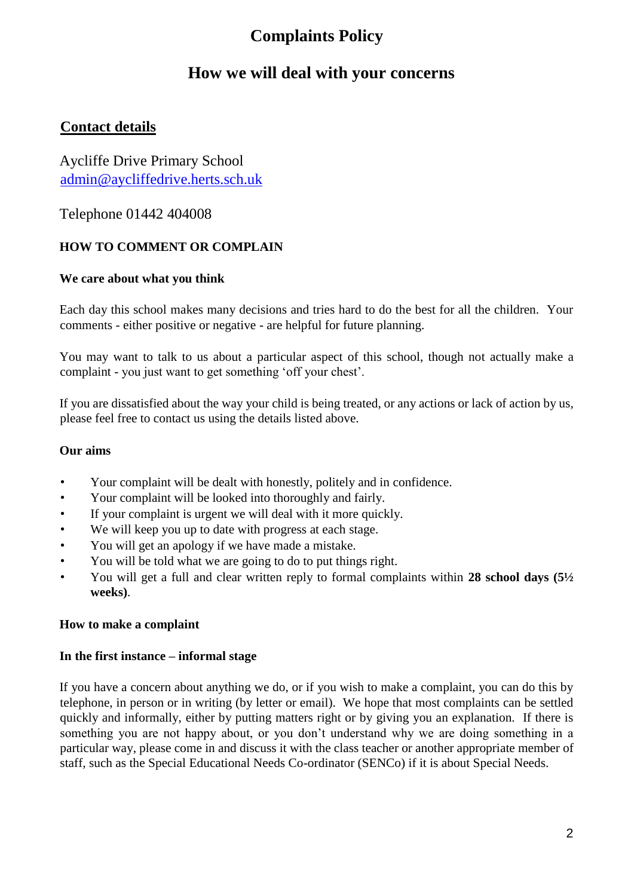# Complaints Policy

## How we will deal with your concerns

### Contact details

Aycliffe Drive Primary School
admin@aycliffedrive.herts.sch.uk

Telephone 01442 404008

**HOW TO COMMENT OR COMPLAIN**

**We care about what you think**

Each day this school makes many decisions and tries hard to do the best for all the children. Your comments - either positive or negative - are helpful for future planning.

You may want to talk to us about a particular aspect of this school, though not actually make a complaint - you just want to get something 'off your chest'.

If you are dissatisfied about the way your child is being treated, or any actions or lack of action by us, please feel free to contact us using the details listed above.

**Our aims**

- Your complaint will be dealt with honestly, politely and in confidence.
- Your complaint will be looked into thoroughly and fairly.
- If your complaint is urgent we will deal with it more quickly.
- We will keep you up to date with progress at each stage.
- You will get an apology if we have made a mistake.
- You will be told what we are going to do to put things right.
- You will get a full and clear written reply to formal complaints within **28 school days (5½ weeks)**.

**How to make a complaint**

**In the first instance – informal stage**

If you have a concern about anything we do, or if you wish to make a complaint, you can do this by telephone, in person or in writing (by letter or email). We hope that most complaints can be settled quickly and informally, either by putting matters right or by giving you an explanation. If there is something you are not happy about, or you don't understand why we are doing something in a particular way, please come in and discuss it with the class teacher or another appropriate member of staff, such as the Special Educational Needs Co-ordinator (SENCo) if it is about Special Needs.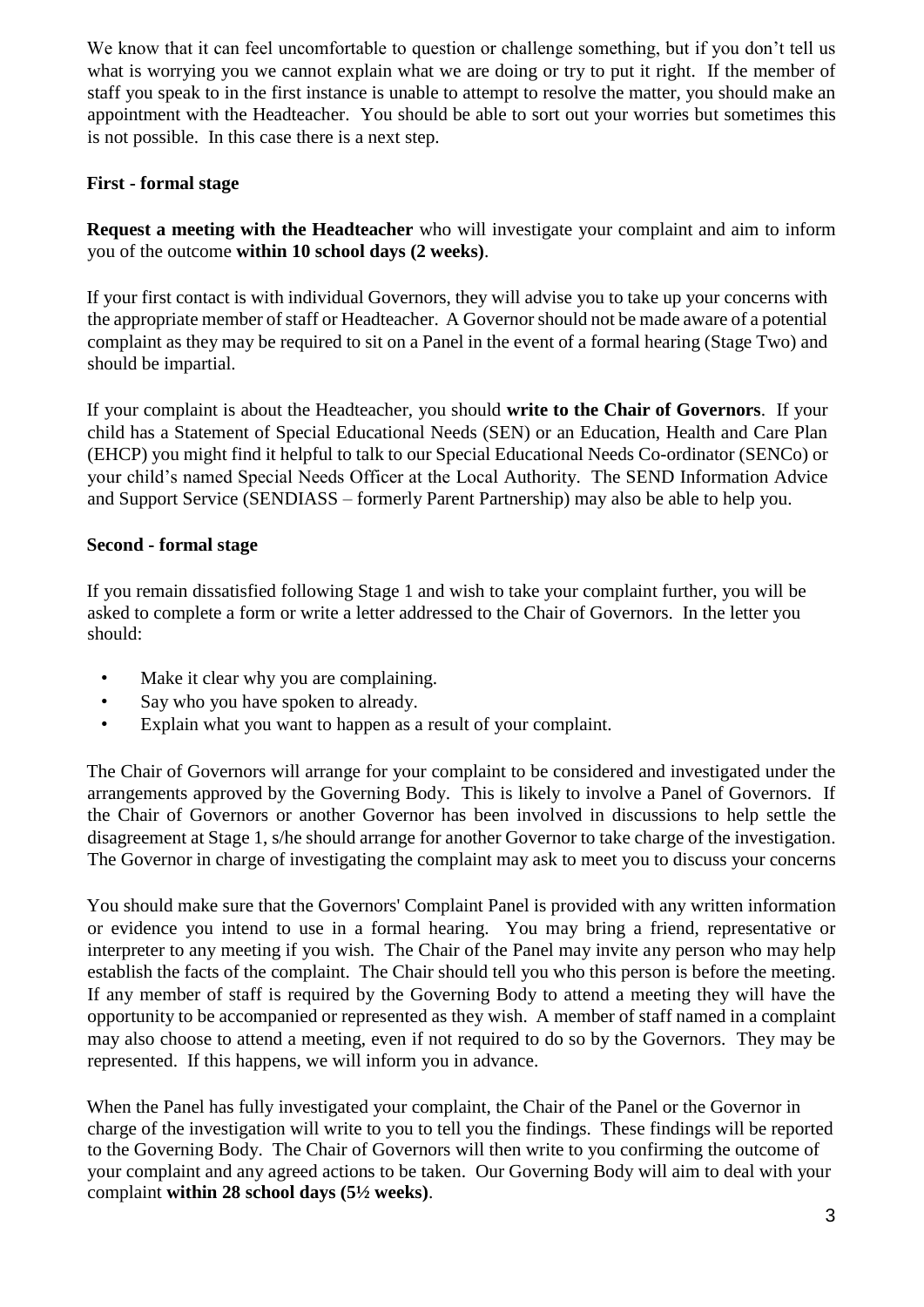We know that it can feel uncomfortable to question or challenge something, but if you don't tell us what is worrying you we cannot explain what we are doing or try to put it right. If the member of staff you speak to in the first instance is unable to attempt to resolve the matter, you should make an appointment with the Headteacher. You should be able to sort out your worries but sometimes this is not possible. In this case there is a next step.

**First - formal stage**

**Request a meeting with the Headteacher** who will investigate your complaint and aim to inform you of the outcome **within 10 school days (2 weeks)**.

If your first contact is with individual Governors, they will advise you to take up your concerns with the appropriate member of staff or Headteacher. A Governor should not be made aware of a potential complaint as they may be required to sit on a Panel in the event of a formal hearing (Stage Two) and should be impartial.

If your complaint is about the Headteacher, you should **write to the Chair of Governors**. If your child has a Statement of Special Educational Needs (SEN) or an Education, Health and Care Plan (EHCP) you might find it helpful to talk to our Special Educational Needs Co-ordinator (SENCo) or your child's named Special Needs Officer at the Local Authority. The SEND Information Advice and Support Service (SENDIASS – formerly Parent Partnership) may also be able to help you.

**Second - formal stage**

If you remain dissatisfied following Stage 1 and wish to take your complaint further, you will be asked to complete a form or write a letter addressed to the Chair of Governors. In the letter you should:

- Make it clear why you are complaining.
- Say who you have spoken to already.
- Explain what you want to happen as a result of your complaint.

The Chair of Governors will arrange for your complaint to be considered and investigated under the arrangements approved by the Governing Body. This is likely to involve a Panel of Governors. If the Chair of Governors or another Governor has been involved in discussions to help settle the disagreement at Stage 1, s/he should arrange for another Governor to take charge of the investigation. The Governor in charge of investigating the complaint may ask to meet you to discuss your concerns

You should make sure that the Governors' Complaint Panel is provided with any written information or evidence you intend to use in a formal hearing. You may bring a friend, representative or interpreter to any meeting if you wish. The Chair of the Panel may invite any person who may help establish the facts of the complaint. The Chair should tell you who this person is before the meeting. If any member of staff is required by the Governing Body to attend a meeting they will have the opportunity to be accompanied or represented as they wish. A member of staff named in a complaint may also choose to attend a meeting, even if not required to do so by the Governors. They may be represented. If this happens, we will inform you in advance.

When the Panel has fully investigated your complaint, the Chair of the Panel or the Governor in charge of the investigation will write to you to tell you the findings. These findings will be reported to the Governing Body. The Chair of Governors will then write to you confirming the outcome of your complaint and any agreed actions to be taken. Our Governing Body will aim to deal with your complaint **within 28 school days (5½ weeks)**.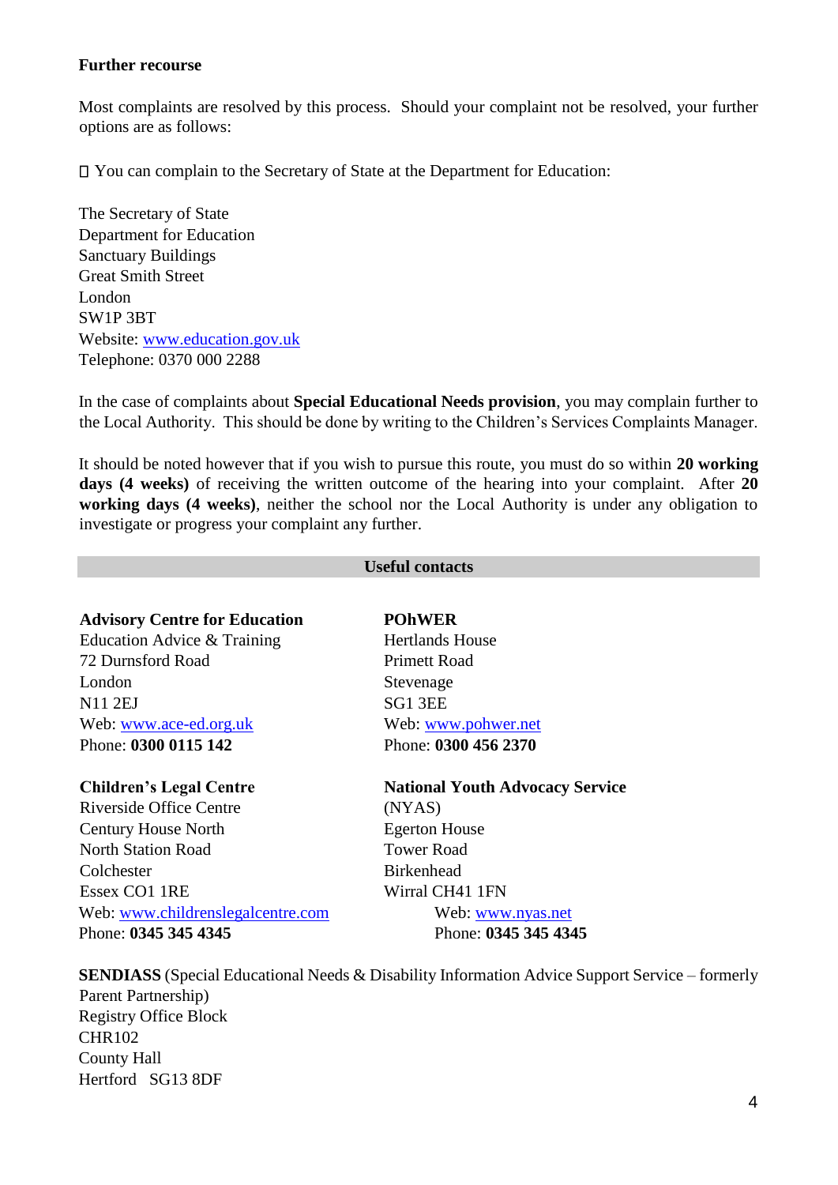**Further recourse**

Most complaints are resolved by this process. Should your complaint not be resolved, your further options are as follows:

- You can complain to the Secretary of State at the Department for Education:

The Secretary of State
Department for Education
Sanctuary Buildings
Great Smith Street
London
SW1P 3BT
Website: www.education.gov.uk
Telephone: 0370 000 2288

In the case of complaints about **Special Educational Needs provision**, you may complain further to the Local Authority. This should be done by writing to the Children's Services Complaints Manager.

It should be noted however that if you wish to pursue this route, you must do so within **20 working days (4 weeks)** of receiving the written outcome of the hearing into your complaint. After **20 working days (4 weeks)**, neither the school nor the Local Authority is under any obligation to investigate or progress your complaint any further.

## Useful contacts

**Advisory Centre for Education**
Education Advice & Training
72 Durnsford Road
London
N11 2EJ
Web: www.ace-ed.org.uk
Phone: **0300 0115 142**

**Children's Legal Centre**
Riverside Office Centre
Century House North
North Station Road
Colchester
Essex CO1 1RE
Web: www.childrenslegalcentre.com
Phone: **0345 345 4345**

**POhWER**
Hertlands House
Primett Road
Stevenage
SG1 3EE
Web: www.pohwer.net
Phone: **0300 456 2370**

**National Youth Advocacy Service**
(NYAS)
Egerton House
Tower Road
Birkenhead
Wirral CH41 1FN
Web: www.nyas.net
Phone: **0345 345 4345**

**SENDIASS** (Special Educational Needs & Disability Information Advice Support Service – formerly Parent Partnership)
Registry Office Block
CHR102
County Hall
Hertford SG13 8DF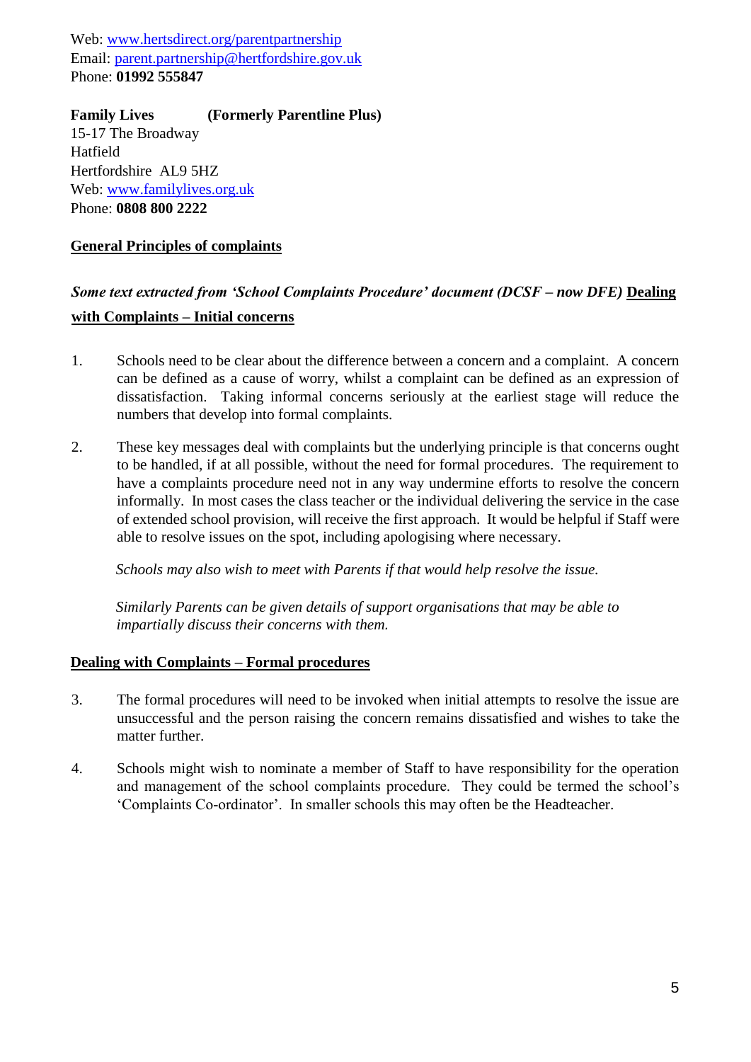Web: www.hertsdirect.org/parentpartnership
Email: parent.partnership@hertfordshire.gov.uk
Phone: **01992 555847**

**Family Lives** **(Formerly Parentline Plus)**
15-17 The Broadway
Hatfield
Hertfordshire AL9 5HZ
Web: www.familylives.org.uk
Phone: **0808 800 2222**

## General Principles of complaints

***Some text extracted from 'School Complaints Procedure' document (DCSF – now DFE)*** **Dealing with Complaints – Initial concerns**

1. Schools need to be clear about the difference between a concern and a complaint. A concern can be defined as a cause of worry, whilst a complaint can be defined as an expression of dissatisfaction. Taking informal concerns seriously at the earliest stage will reduce the numbers that develop into formal complaints.

2. These key messages deal with complaints but the underlying principle is that concerns ought to be handled, if at all possible, without the need for formal procedures. The requirement to have a complaints procedure need not in any way undermine efforts to resolve the concern informally. In most cases the class teacher or the individual delivering the service in the case of extended school provision, will receive the first approach. It would be helpful if Staff were able to resolve issues on the spot, including apologising where necessary.

   *Schools may also wish to meet with Parents if that would help resolve the issue.*

   *Similarly Parents can be given details of support organisations that may be able to impartially discuss their concerns with them.*

## Dealing with Complaints – Formal procedures

3. The formal procedures will need to be invoked when initial attempts to resolve the issue are unsuccessful and the person raising the concern remains dissatisfied and wishes to take the matter further.

4. Schools might wish to nominate a member of Staff to have responsibility for the operation and management of the school complaints procedure. They could be termed the school's 'Complaints Co-ordinator'. In smaller schools this may often be the Headteacher.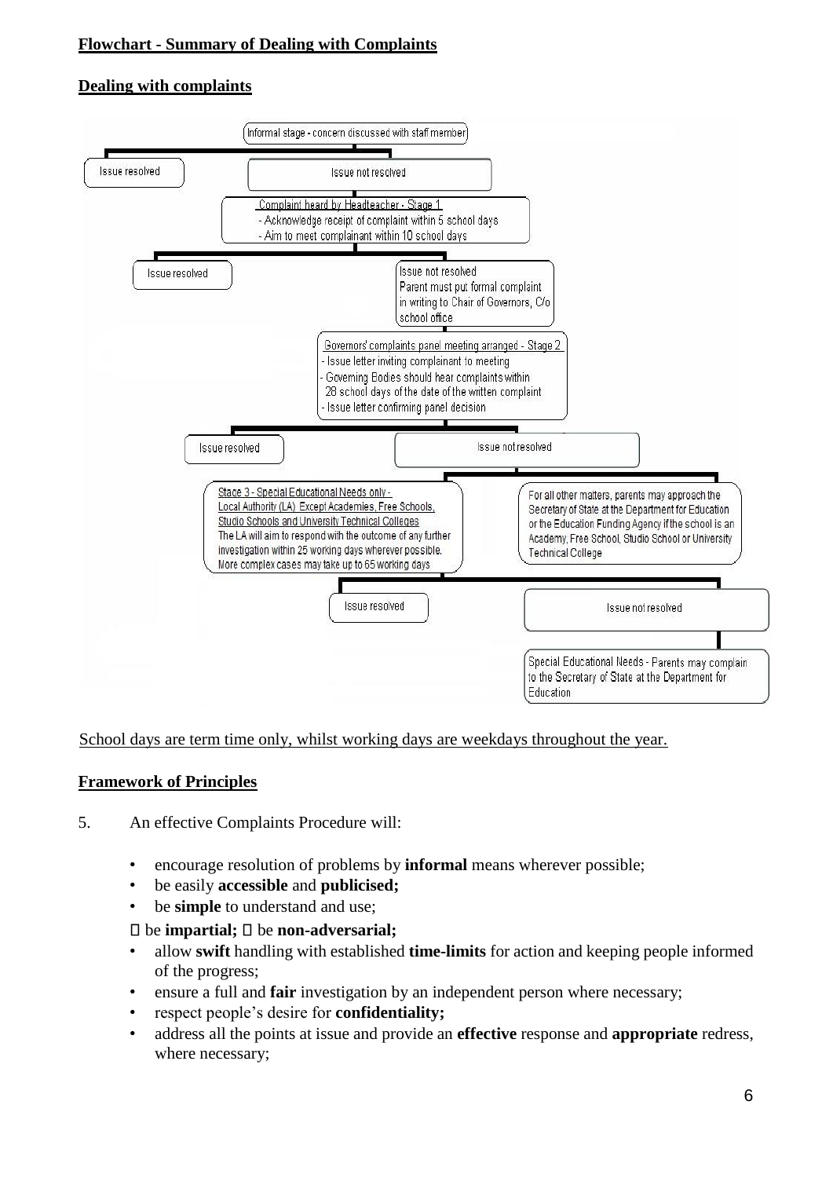**Flowchart - Summary of Dealing with Complaints**

**Dealing with complaints**

Informal stage - concern discussed with staff member

- Issue resolved
- Issue not resolved

Complaint heard by Headteacher - Stage 1
- Acknowledge receipt of complaint within 5 school days
- Aim to meet complainant within 10 school days

- Issue resolved
- Issue not resolved
  Parent must put formal complaint in writing to Chair of Governors, C/o school office

Governors' complaints panel meeting arranged - Stage 2
- Issue letter inviting complainant to meeting
- Governing Bodies should hear complaints within 28 school days of the date of the written complaint
- Issue letter confirming panel decision

- Issue resolved
- Issue not resolved

Stage 3 - Special Educational Needs only - Local Authority (LA) Except Academies, Free Schools, Studio Schools and University Technical Colleges
The LA will aim to respond with the outcome of any further investigation within 25 working days wherever possible. More complex cases may take up to 65 working days

For all other matters, parents may approach the Secretary of State at the Department for Education or the Education Funding Agency if the school is an Academy, Free School, Studio School or University Technical College

- Issue resolved
- Issue not resolved

Special Educational Needs - Parents may complain to the Secretary of State at the Department for Education

School days are term time only, whilst working days are weekdays throughout the year.

**Framework of Principles**

5. An effective Complaints Procedure will:

- encourage resolution of problems by **informal** means wherever possible;
- be easily **accessible** and **publicised;**
- be **simple** to understand and use;
- be **impartial;**
- be **non-adversarial;**
- allow **swift** handling with established **time-limits** for action and keeping people informed of the progress;
- ensure a full and **fair** investigation by an independent person where necessary;
- respect people's desire for **confidentiality;**
- address all the points at issue and provide an **effective** response and **appropriate** redress, where necessary;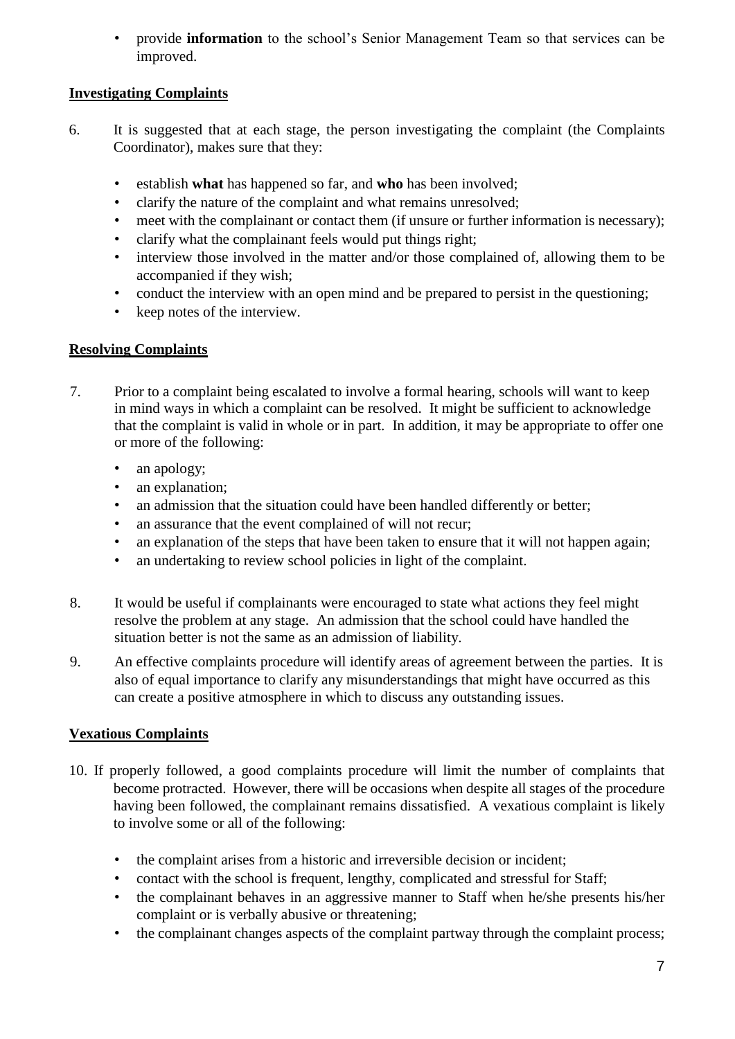- provide **information** to the school's Senior Management Team so that services can be improved.

## Investigating Complaints

6. It is suggested that at each stage, the person investigating the complaint (the Complaints Coordinator), makes sure that they:

   - establish **what** has happened so far, and **who** has been involved;
   - clarify the nature of the complaint and what remains unresolved;
   - meet with the complainant or contact them (if unsure or further information is necessary);
   - clarify what the complainant feels would put things right;
   - interview those involved in the matter and/or those complained of, allowing them to be accompanied if they wish;
   - conduct the interview with an open mind and be prepared to persist in the questioning;
   - keep notes of the interview.

## Resolving Complaints

7. Prior to a complaint being escalated to involve a formal hearing, schools will want to keep in mind ways in which a complaint can be resolved. It might be sufficient to acknowledge that the complaint is valid in whole or in part. In addition, it may be appropriate to offer one or more of the following:

   - an apology;
   - an explanation;
   - an admission that the situation could have been handled differently or better;
   - an assurance that the event complained of will not recur;
   - an explanation of the steps that have been taken to ensure that it will not happen again;
   - an undertaking to review school policies in light of the complaint.

8. It would be useful if complainants were encouraged to state what actions they feel might resolve the problem at any stage. An admission that the school could have handled the situation better is not the same as an admission of liability.

9. An effective complaints procedure will identify areas of agreement between the parties. It is also of equal importance to clarify any misunderstandings that might have occurred as this can create a positive atmosphere in which to discuss any outstanding issues.

## Vexatious Complaints

10. If properly followed, a good complaints procedure will limit the number of complaints that become protracted. However, there will be occasions when despite all stages of the procedure having been followed, the complainant remains dissatisfied. A vexatious complaint is likely to involve some or all of the following:

    - the complaint arises from a historic and irreversible decision or incident;
    - contact with the school is frequent, lengthy, complicated and stressful for Staff;
    - the complainant behaves in an aggressive manner to Staff when he/she presents his/her complaint or is verbally abusive or threatening;
    - the complainant changes aspects of the complaint partway through the complaint process;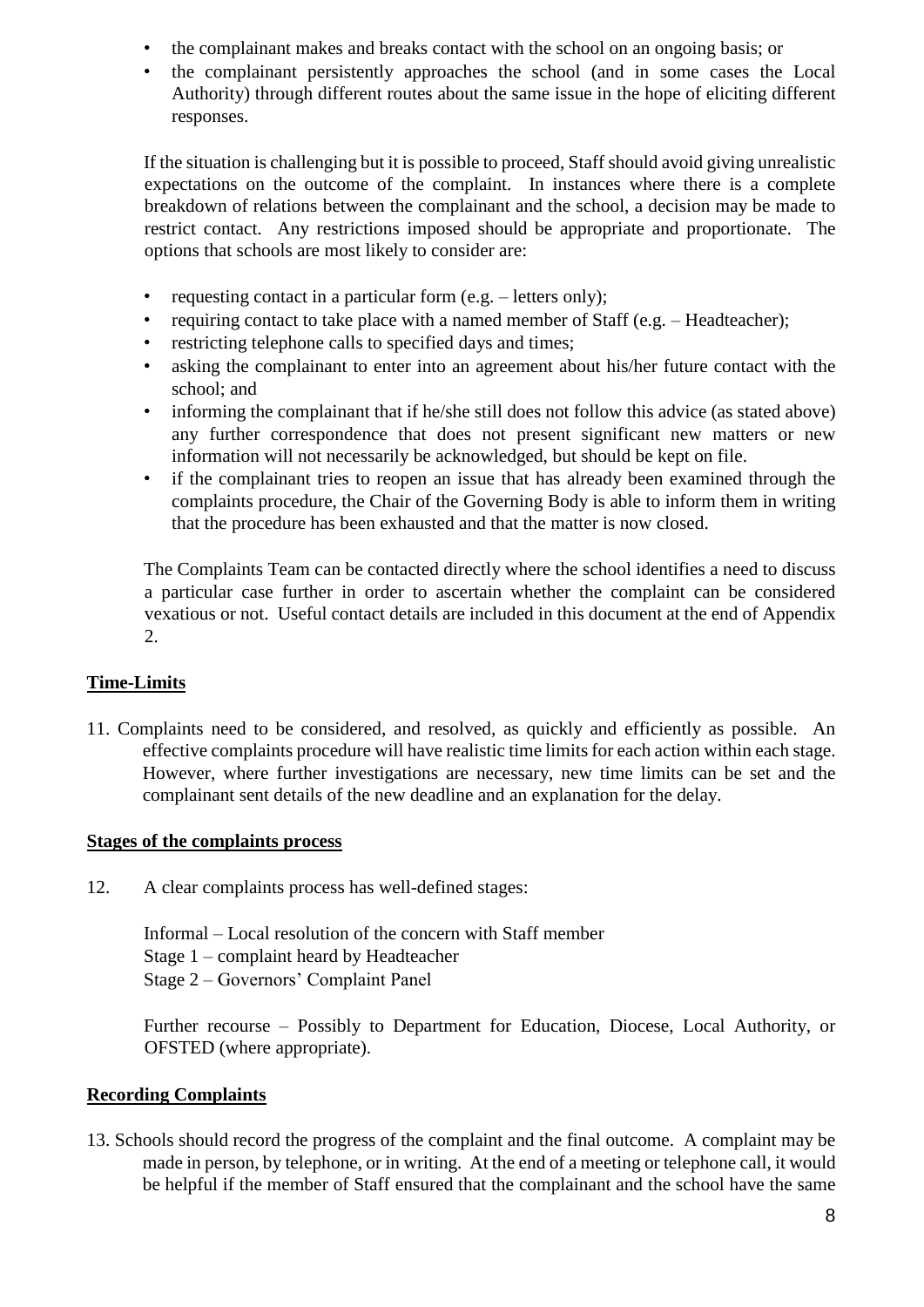- the complainant makes and breaks contact with the school on an ongoing basis; or
- the complainant persistently approaches the school (and in some cases the Local Authority) through different routes about the same issue in the hope of eliciting different responses.

If the situation is challenging but it is possible to proceed, Staff should avoid giving unrealistic expectations on the outcome of the complaint. In instances where there is a complete breakdown of relations between the complainant and the school, a decision may be made to restrict contact. Any restrictions imposed should be appropriate and proportionate. The options that schools are most likely to consider are:

- requesting contact in a particular form (e.g. – letters only);
- requiring contact to take place with a named member of Staff (e.g. – Headteacher);
- restricting telephone calls to specified days and times;
- asking the complainant to enter into an agreement about his/her future contact with the school; and
- informing the complainant that if he/she still does not follow this advice (as stated above) any further correspondence that does not present significant new matters or new information will not necessarily be acknowledged, but should be kept on file.
- if the complainant tries to reopen an issue that has already been examined through the complaints procedure, the Chair of the Governing Body is able to inform them in writing that the procedure has been exhausted and that the matter is now closed.

The Complaints Team can be contacted directly where the school identifies a need to discuss a particular case further in order to ascertain whether the complaint can be considered vexatious or not. Useful contact details are included in this document at the end of Appendix 2.

**Time-Limits**

11. Complaints need to be considered, and resolved, as quickly and efficiently as possible. An effective complaints procedure will have realistic time limits for each action within each stage. However, where further investigations are necessary, new time limits can be set and the complainant sent details of the new deadline and an explanation for the delay.

**Stages of the complaints process**

12. A clear complaints process has well-defined stages:

Informal – Local resolution of the concern with Staff member
Stage 1 – complaint heard by Headteacher
Stage 2 – Governors' Complaint Panel

Further recourse – Possibly to Department for Education, Diocese, Local Authority, or OFSTED (where appropriate).

**Recording Complaints**

13. Schools should record the progress of the complaint and the final outcome. A complaint may be made in person, by telephone, or in writing. At the end of a meeting or telephone call, it would be helpful if the member of Staff ensured that the complainant and the school have the same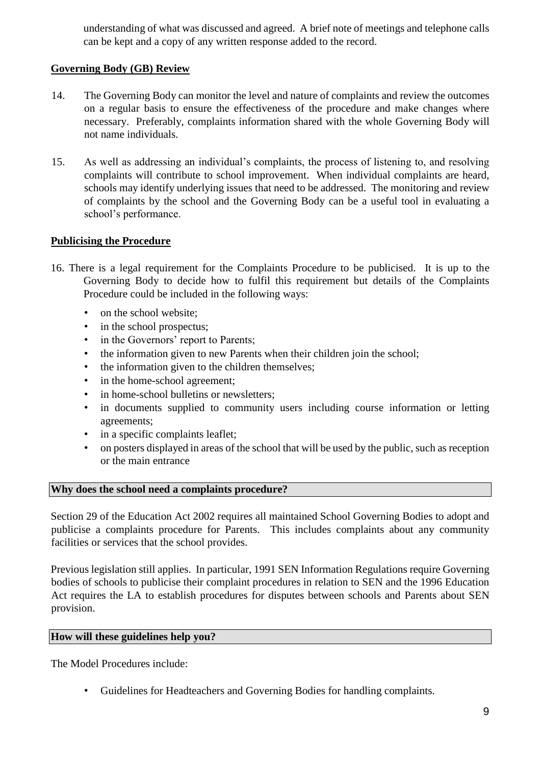understanding of what was discussed and agreed. A brief note of meetings and telephone calls can be kept and a copy of any written response added to the record.

**Governing Body (GB) Review**

14. The Governing Body can monitor the level and nature of complaints and review the outcomes on a regular basis to ensure the effectiveness of the procedure and make changes where necessary. Preferably, complaints information shared with the whole Governing Body will not name individuals.

15. As well as addressing an individual's complaints, the process of listening to, and resolving complaints will contribute to school improvement. When individual complaints are heard, schools may identify underlying issues that need to be addressed. The monitoring and review of complaints by the school and the Governing Body can be a useful tool in evaluating a school's performance.

**Publicising the Procedure**

16. There is a legal requirement for the Complaints Procedure to be publicised. It is up to the Governing Body to decide how to fulfil this requirement but details of the Complaints Procedure could be included in the following ways:

- on the school website;
- in the school prospectus;
- in the Governors' report to Parents;
- the information given to new Parents when their children join the school;
- the information given to the children themselves;
- in the home-school agreement;
- in home-school bulletins or newsletters;
- in documents supplied to community users including course information or letting agreements;
- in a specific complaints leaflet;
- on posters displayed in areas of the school that will be used by the public, such as reception or the main entrance

**Why does the school need a complaints procedure?**

Section 29 of the Education Act 2002 requires all maintained School Governing Bodies to adopt and publicise a complaints procedure for Parents. This includes complaints about any community facilities or services that the school provides.

Previous legislation still applies. In particular, 1991 SEN Information Regulations require Governing bodies of schools to publicise their complaint procedures in relation to SEN and the 1996 Education Act requires the LA to establish procedures for disputes between schools and Parents about SEN provision.

**How will these guidelines help you?**

The Model Procedures include:

- Guidelines for Headteachers and Governing Bodies for handling complaints.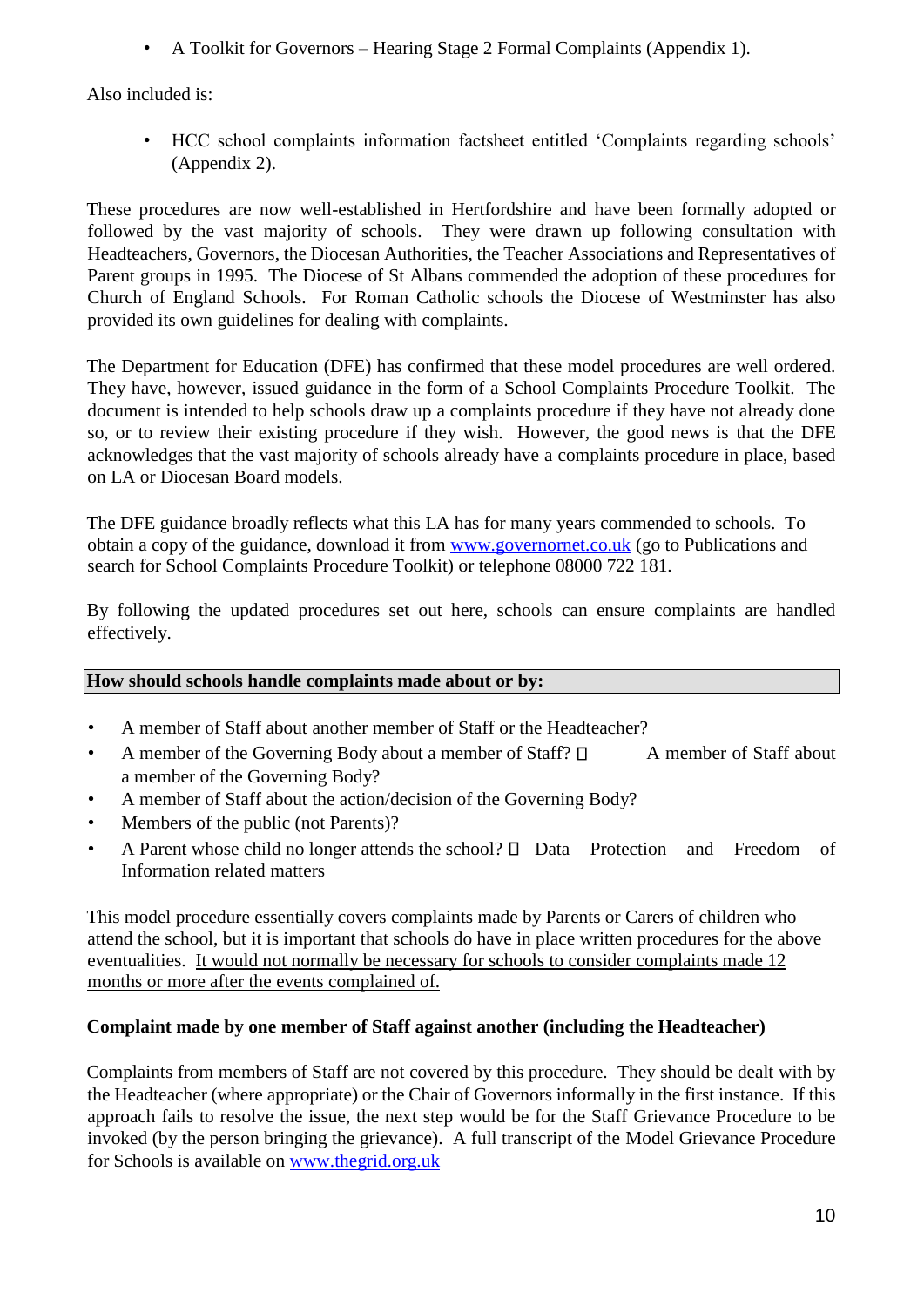- A Toolkit for Governors – Hearing Stage 2 Formal Complaints (Appendix 1).

Also included is:

- HCC school complaints information factsheet entitled 'Complaints regarding schools' (Appendix 2).

These procedures are now well-established in Hertfordshire and have been formally adopted or followed by the vast majority of schools. They were drawn up following consultation with Headteachers, Governors, the Diocesan Authorities, the Teacher Associations and Representatives of Parent groups in 1995. The Diocese of St Albans commended the adoption of these procedures for Church of England Schools. For Roman Catholic schools the Diocese of Westminster has also provided its own guidelines for dealing with complaints.

The Department for Education (DFE) has confirmed that these model procedures are well ordered. They have, however, issued guidance in the form of a School Complaints Procedure Toolkit. The document is intended to help schools draw up a complaints procedure if they have not already done so, or to review their existing procedure if they wish. However, the good news is that the DFE acknowledges that the vast majority of schools already have a complaints procedure in place, based on LA or Diocesan Board models.

The DFE guidance broadly reflects what this LA has for many years commended to schools. To obtain a copy of the guidance, download it from [www.governornet.co.uk](http://www.governornet.co.uk) (go to Publications and search for School Complaints Procedure Toolkit) or telephone 08000 722 181.

By following the updated procedures set out here, schools can ensure complaints are handled effectively.

**How should schools handle complaints made about or by:**

- A member of Staff about another member of Staff or the Headteacher?
- A member of the Governing Body about a member of Staff?
- A member of Staff about a member of the Governing Body?
- A member of Staff about the action/decision of the Governing Body?
- Members of the public (not Parents)?
- A Parent whose child no longer attends the school?
- Data Protection and Freedom of Information related matters

This model procedure essentially covers complaints made by Parents or Carers of children who attend the school, but it is important that schools do have in place written procedures for the above eventualities. <u>It would not normally be necessary for schools to consider complaints made 12 months or more after the events complained of.</u>

**Complaint made by one member of Staff against another (including the Headteacher)**

Complaints from members of Staff are not covered by this procedure. They should be dealt with by the Headteacher (where appropriate) or the Chair of Governors informally in the first instance. If this approach fails to resolve the issue, the next step would be for the Staff Grievance Procedure to be invoked (by the person bringing the grievance). A full transcript of the Model Grievance Procedure for Schools is available on [www.thegrid.org.uk](http://www.thegrid.org.uk)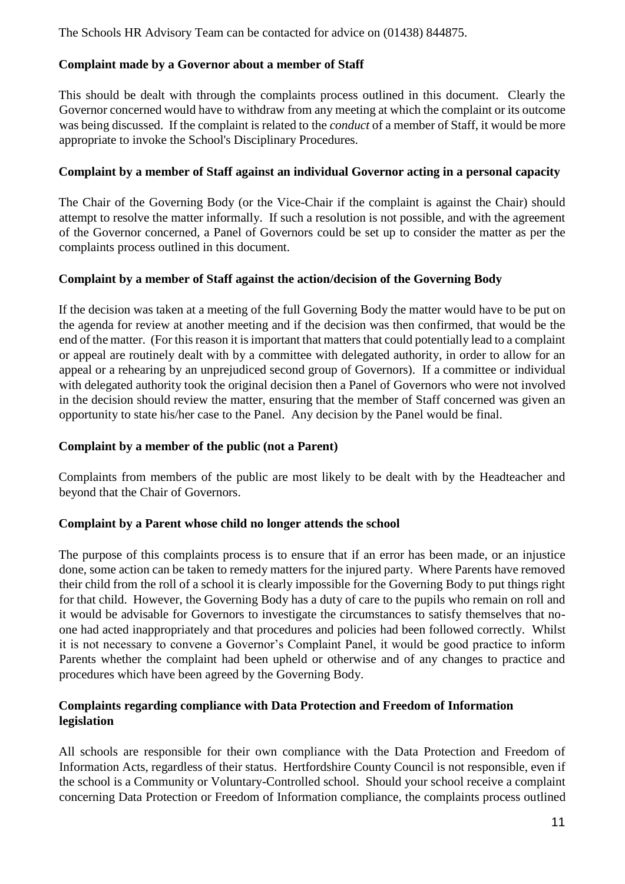The Schools HR Advisory Team can be contacted for advice on (01438) 844875.

**Complaint made by a Governor about a member of Staff**

This should be dealt with through the complaints process outlined in this document. Clearly the Governor concerned would have to withdraw from any meeting at which the complaint or its outcome was being discussed. If the complaint is related to the *conduct* of a member of Staff, it would be more appropriate to invoke the School's Disciplinary Procedures.

**Complaint by a member of Staff against an individual Governor acting in a personal capacity**

The Chair of the Governing Body (or the Vice-Chair if the complaint is against the Chair) should attempt to resolve the matter informally. If such a resolution is not possible, and with the agreement of the Governor concerned, a Panel of Governors could be set up to consider the matter as per the complaints process outlined in this document.

**Complaint by a member of Staff against the action/decision of the Governing Body**

If the decision was taken at a meeting of the full Governing Body the matter would have to be put on the agenda for review at another meeting and if the decision was then confirmed, that would be the end of the matter. (For this reason it is important that matters that could potentially lead to a complaint or appeal are routinely dealt with by a committee with delegated authority, in order to allow for an appeal or a rehearing by an unprejudiced second group of Governors). If a committee or individual with delegated authority took the original decision then a Panel of Governors who were not involved in the decision should review the matter, ensuring that the member of Staff concerned was given an opportunity to state his/her case to the Panel. Any decision by the Panel would be final.

**Complaint by a member of the public (not a Parent)**

Complaints from members of the public are most likely to be dealt with by the Headteacher and beyond that the Chair of Governors.

**Complaint by a Parent whose child no longer attends the school**

The purpose of this complaints process is to ensure that if an error has been made, or an injustice done, some action can be taken to remedy matters for the injured party. Where Parents have removed their child from the roll of a school it is clearly impossible for the Governing Body to put things right for that child. However, the Governing Body has a duty of care to the pupils who remain on roll and it would be advisable for Governors to investigate the circumstances to satisfy themselves that no-one had acted inappropriately and that procedures and policies had been followed correctly. Whilst it is not necessary to convene a Governor's Complaint Panel, it would be good practice to inform Parents whether the complaint had been upheld or otherwise and of any changes to practice and procedures which have been agreed by the Governing Body.

**Complaints regarding compliance with Data Protection and Freedom of Information legislation**

All schools are responsible for their own compliance with the Data Protection and Freedom of Information Acts, regardless of their status. Hertfordshire County Council is not responsible, even if the school is a Community or Voluntary-Controlled school. Should your school receive a complaint concerning Data Protection or Freedom of Information compliance, the complaints process outlined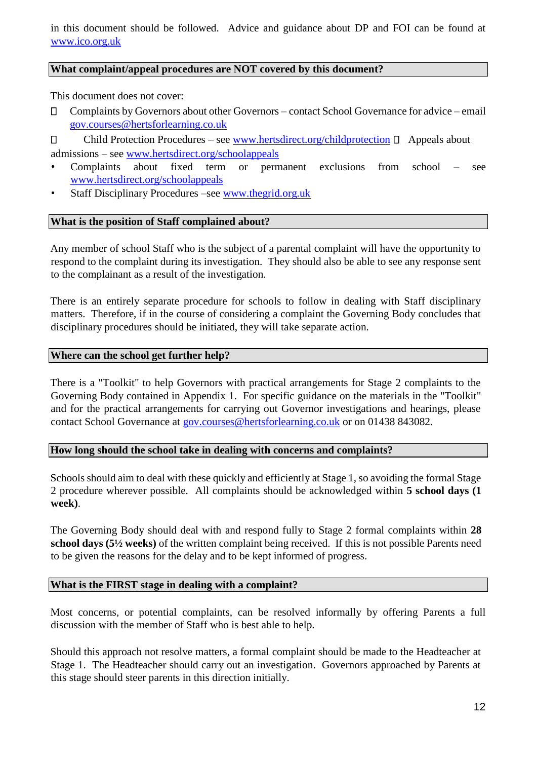in this document should be followed. Advice and guidance about DP and FOI can be found at www.ico.org.uk

## What complaint/appeal procedures are NOT covered by this document?

This document does not cover:

- Complaints by Governors about other Governors – contact School Governance for advice – email gov.courses@hertsforlearning.co.uk
- Child Protection Procedures – see www.hertsdirect.org/childprotection
- Appeals about admissions – see www.hertsdirect.org/schoolappeals
- Complaints about fixed term or permanent exclusions from school – see www.hertsdirect.org/schoolappeals
- Staff Disciplinary Procedures –see www.thegrid.org.uk

## What is the position of Staff complained about?

Any member of school Staff who is the subject of a parental complaint will have the opportunity to respond to the complaint during its investigation. They should also be able to see any response sent to the complainant as a result of the investigation.

There is an entirely separate procedure for schools to follow in dealing with Staff disciplinary matters. Therefore, if in the course of considering a complaint the Governing Body concludes that disciplinary procedures should be initiated, they will take separate action.

## Where can the school get further help?

There is a "Toolkit" to help Governors with practical arrangements for Stage 2 complaints to the Governing Body contained in Appendix 1. For specific guidance on the materials in the "Toolkit" and for the practical arrangements for carrying out Governor investigations and hearings, please contact School Governance at gov.courses@hertsforlearning.co.uk or on 01438 843082.

## How long should the school take in dealing with concerns and complaints?

Schools should aim to deal with these quickly and efficiently at Stage 1, so avoiding the formal Stage 2 procedure wherever possible. All complaints should be acknowledged within **5 school days (1 week)**.

The Governing Body should deal with and respond fully to Stage 2 formal complaints within **28 school days (5½ weeks)** of the written complaint being received. If this is not possible Parents need to be given the reasons for the delay and to be kept informed of progress.

## What is the FIRST stage in dealing with a complaint?

Most concerns, or potential complaints, can be resolved informally by offering Parents a full discussion with the member of Staff who is best able to help.

Should this approach not resolve matters, a formal complaint should be made to the Headteacher at Stage 1. The Headteacher should carry out an investigation. Governors approached by Parents at this stage should steer parents in this direction initially.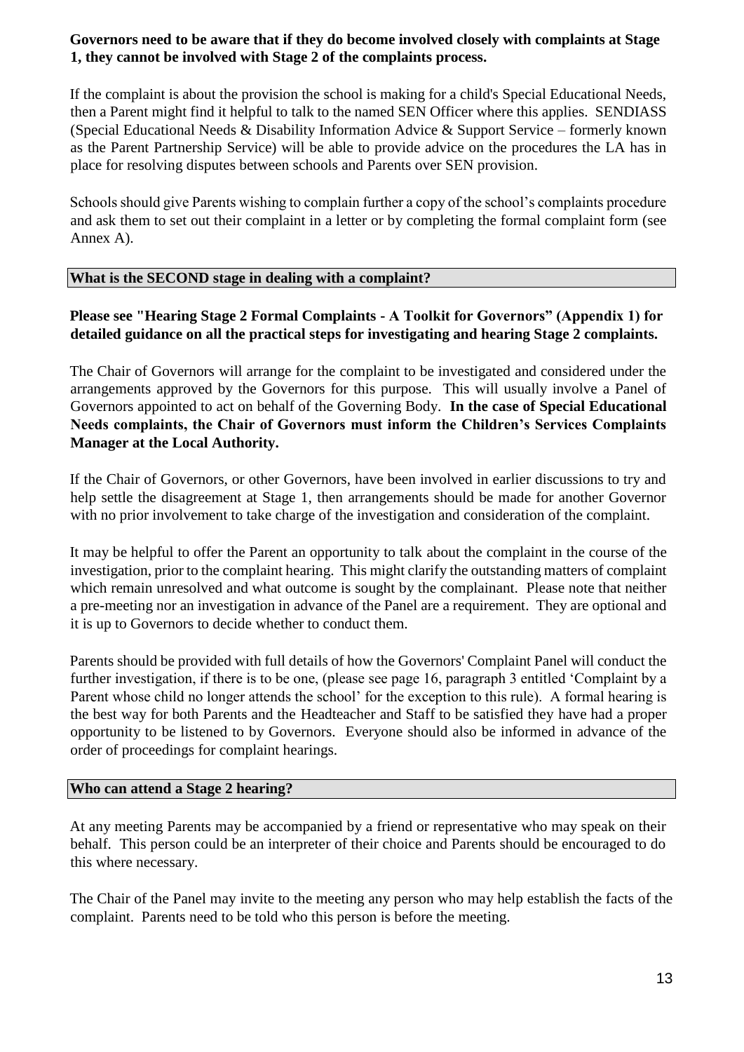**Governors need to be aware that if they do become involved closely with complaints at Stage 1, they cannot be involved with Stage 2 of the complaints process.**

If the complaint is about the provision the school is making for a child's Special Educational Needs, then a Parent might find it helpful to talk to the named SEN Officer where this applies. SENDIASS (Special Educational Needs & Disability Information Advice & Support Service – formerly known as the Parent Partnership Service) will be able to provide advice on the procedures the LA has in place for resolving disputes between schools and Parents over SEN provision.

Schools should give Parents wishing to complain further a copy of the school's complaints procedure and ask them to set out their complaint in a letter or by completing the formal complaint form (see Annex A).

## What is the SECOND stage in dealing with a complaint?

**Please see "Hearing Stage 2 Formal Complaints - A Toolkit for Governors" (Appendix 1) for detailed guidance on all the practical steps for investigating and hearing Stage 2 complaints.**

The Chair of Governors will arrange for the complaint to be investigated and considered under the arrangements approved by the Governors for this purpose. This will usually involve a Panel of Governors appointed to act on behalf of the Governing Body. **In the case of Special Educational Needs complaints, the Chair of Governors must inform the Children's Services Complaints Manager at the Local Authority.**

If the Chair of Governors, or other Governors, have been involved in earlier discussions to try and help settle the disagreement at Stage 1, then arrangements should be made for another Governor with no prior involvement to take charge of the investigation and consideration of the complaint.

It may be helpful to offer the Parent an opportunity to talk about the complaint in the course of the investigation, prior to the complaint hearing. This might clarify the outstanding matters of complaint which remain unresolved and what outcome is sought by the complainant. Please note that neither a pre-meeting nor an investigation in advance of the Panel are a requirement. They are optional and it is up to Governors to decide whether to conduct them.

Parents should be provided with full details of how the Governors' Complaint Panel will conduct the further investigation, if there is to be one, (please see page 16, paragraph 3 entitled 'Complaint by a Parent whose child no longer attends the school' for the exception to this rule). A formal hearing is the best way for both Parents and the Headteacher and Staff to be satisfied they have had a proper opportunity to be listened to by Governors. Everyone should also be informed in advance of the order of proceedings for complaint hearings.

## Who can attend a Stage 2 hearing?

At any meeting Parents may be accompanied by a friend or representative who may speak on their behalf. This person could be an interpreter of their choice and Parents should be encouraged to do this where necessary.

The Chair of the Panel may invite to the meeting any person who may help establish the facts of the complaint. Parents need to be told who this person is before the meeting.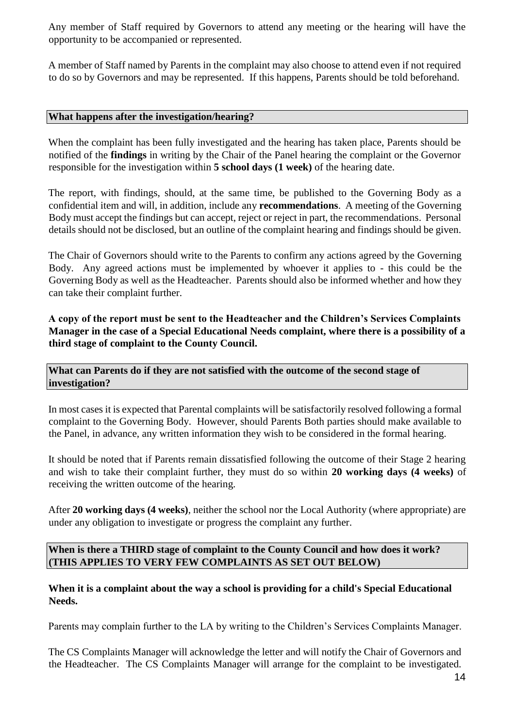Any member of Staff required by Governors to attend any meeting or the hearing will have the opportunity to be accompanied or represented.

A member of Staff named by Parents in the complaint may also choose to attend even if not required to do so by Governors and may be represented. If this happens, Parents should be told beforehand.

## What happens after the investigation/hearing?

When the complaint has been fully investigated and the hearing has taken place, Parents should be notified of the **findings** in writing by the Chair of the Panel hearing the complaint or the Governor responsible for the investigation within **5 school days (1 week)** of the hearing date.

The report, with findings, should, at the same time, be published to the Governing Body as a confidential item and will, in addition, include any **recommendations**. A meeting of the Governing Body must accept the findings but can accept, reject or reject in part, the recommendations. Personal details should not be disclosed, but an outline of the complaint hearing and findings should be given.

The Chair of Governors should write to the Parents to confirm any actions agreed by the Governing Body. Any agreed actions must be implemented by whoever it applies to - this could be the Governing Body as well as the Headteacher. Parents should also be informed whether and how they can take their complaint further.

**A copy of the report must be sent to the Headteacher and the Children's Services Complaints Manager in the case of a Special Educational Needs complaint, where there is a possibility of a third stage of complaint to the County Council.**

## What can Parents do if they are not satisfied with the outcome of the second stage of investigation?

In most cases it is expected that Parental complaints will be satisfactorily resolved following a formal complaint to the Governing Body. However, should Parents Both parties should make available to the Panel, in advance, any written information they wish to be considered in the formal hearing.

It should be noted that if Parents remain dissatisfied following the outcome of their Stage 2 hearing and wish to take their complaint further, they must do so within **20 working days (4 weeks)** of receiving the written outcome of the hearing.

After **20 working days (4 weeks)**, neither the school nor the Local Authority (where appropriate) are under any obligation to investigate or progress the complaint any further.

## When is there a THIRD stage of complaint to the County Council and how does it work? (THIS APPLIES TO VERY FEW COMPLAINTS AS SET OUT BELOW)

**When it is a complaint about the way a school is providing for a child's Special Educational Needs.**

Parents may complain further to the LA by writing to the Children's Services Complaints Manager.

The CS Complaints Manager will acknowledge the letter and will notify the Chair of Governors and the Headteacher. The CS Complaints Manager will arrange for the complaint to be investigated.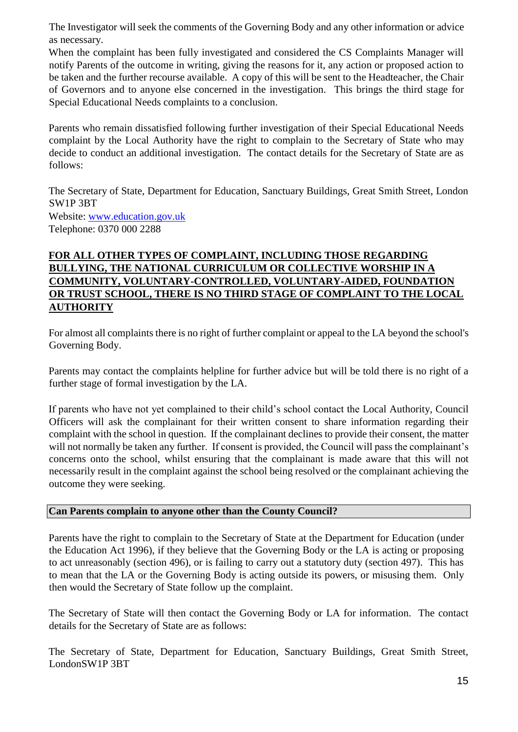The Investigator will seek the comments of the Governing Body and any other information or advice as necessary.

When the complaint has been fully investigated and considered the CS Complaints Manager will notify Parents of the outcome in writing, giving the reasons for it, any action or proposed action to be taken and the further recourse available. A copy of this will be sent to the Headteacher, the Chair of Governors and to anyone else concerned in the investigation. This brings the third stage for Special Educational Needs complaints to a conclusion.

Parents who remain dissatisfied following further investigation of their Special Educational Needs complaint by the Local Authority have the right to complain to the Secretary of State who may decide to conduct an additional investigation. The contact details for the Secretary of State are as follows:

The Secretary of State, Department for Education, Sanctuary Buildings, Great Smith Street, London SW1P 3BT
Website: [www.education.gov.uk](http://www.education.gov.uk)
Telephone: 0370 000 2288

**FOR ALL OTHER TYPES OF COMPLAINT, INCLUDING THOSE REGARDING BULLYING, THE NATIONAL CURRICULUM OR COLLECTIVE WORSHIP IN A COMMUNITY, VOLUNTARY-CONTROLLED, VOLUNTARY-AIDED, FOUNDATION OR TRUST SCHOOL, THERE IS NO THIRD STAGE OF COMPLAINT TO THE LOCAL AUTHORITY**

For almost all complaints there is no right of further complaint or appeal to the LA beyond the school's Governing Body.

Parents may contact the complaints helpline for further advice but will be told there is no right of a further stage of formal investigation by the LA.

If parents who have not yet complained to their child's school contact the Local Authority, Council Officers will ask the complainant for their written consent to share information regarding their complaint with the school in question. If the complainant declines to provide their consent, the matter will not normally be taken any further. If consent is provided, the Council will pass the complainant's concerns onto the school, whilst ensuring that the complainant is made aware that this will not necessarily result in the complaint against the school being resolved or the complainant achieving the outcome they were seeking.

**Can Parents complain to anyone other than the County Council?**

Parents have the right to complain to the Secretary of State at the Department for Education (under the Education Act 1996), if they believe that the Governing Body or the LA is acting or proposing to act unreasonably (section 496), or is failing to carry out a statutory duty (section 497). This has to mean that the LA or the Governing Body is acting outside its powers, or misusing them. Only then would the Secretary of State follow up the complaint.

The Secretary of State will then contact the Governing Body or LA for information. The contact details for the Secretary of State are as follows:

The Secretary of State, Department for Education, Sanctuary Buildings, Great Smith Street, LondonSW1P 3BT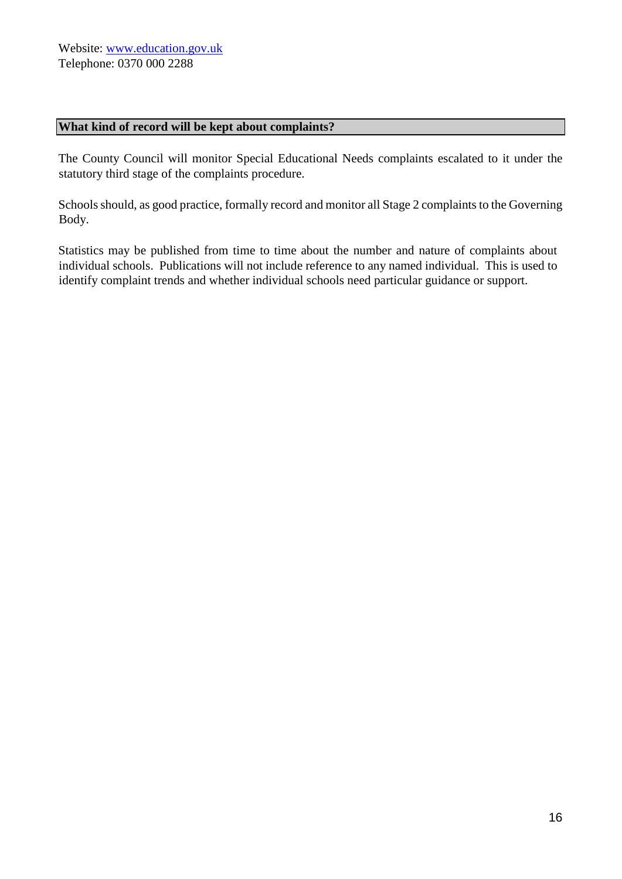Website: [www.education.gov.uk](http://www.education.gov.uk)
Telephone: 0370 000 2288

## What kind of record will be kept about complaints?

The County Council will monitor Special Educational Needs complaints escalated to it under the statutory third stage of the complaints procedure.

Schools should, as good practice, formally record and monitor all Stage 2 complaints to the Governing Body.

Statistics may be published from time to time about the number and nature of complaints about individual schools. Publications will not include reference to any named individual. This is used to identify complaint trends and whether individual schools need particular guidance or support.